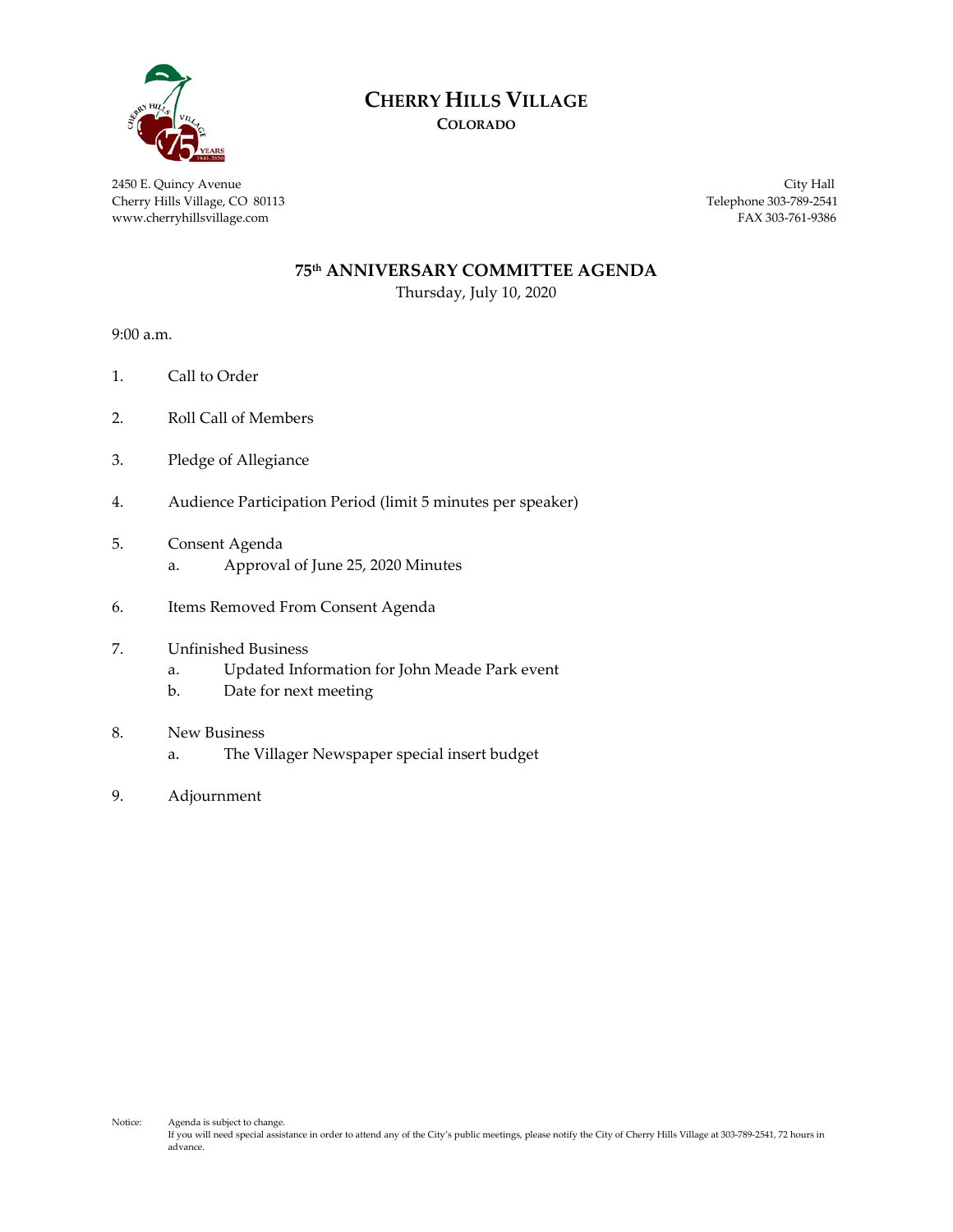# CHERRY HILLS VILLAGE

**COLORADO**

2450 E. Quincy Avenue
Cherry Hills Village, CO 80113
www.cherryhillsvillage.com

City Hall
Telephone 303-789-2541
FAX 303-761-9386

## 75th ANNIVERSARY COMMITTEE AGENDA

Thursday, July 10, 2020

9:00 a.m.

1. Call to Order
2. Roll Call of Members
3. Pledge of Allegiance
4. Audience Participation Period (limit 5 minutes per speaker)
5. Consent Agenda
   a. Approval of June 25, 2020 Minutes
6. Items Removed From Consent Agenda
7. Unfinished Business
   a. Updated Information for John Meade Park event
   b. Date for next meeting
8. New Business
   a. The Villager Newspaper special insert budget
9. Adjournment

Notice: Agenda is subject to change.
If you will need special assistance in order to attend any of the City's public meetings, please notify the City of Cherry Hills Village at 303-789-2541, 72 hours in advance.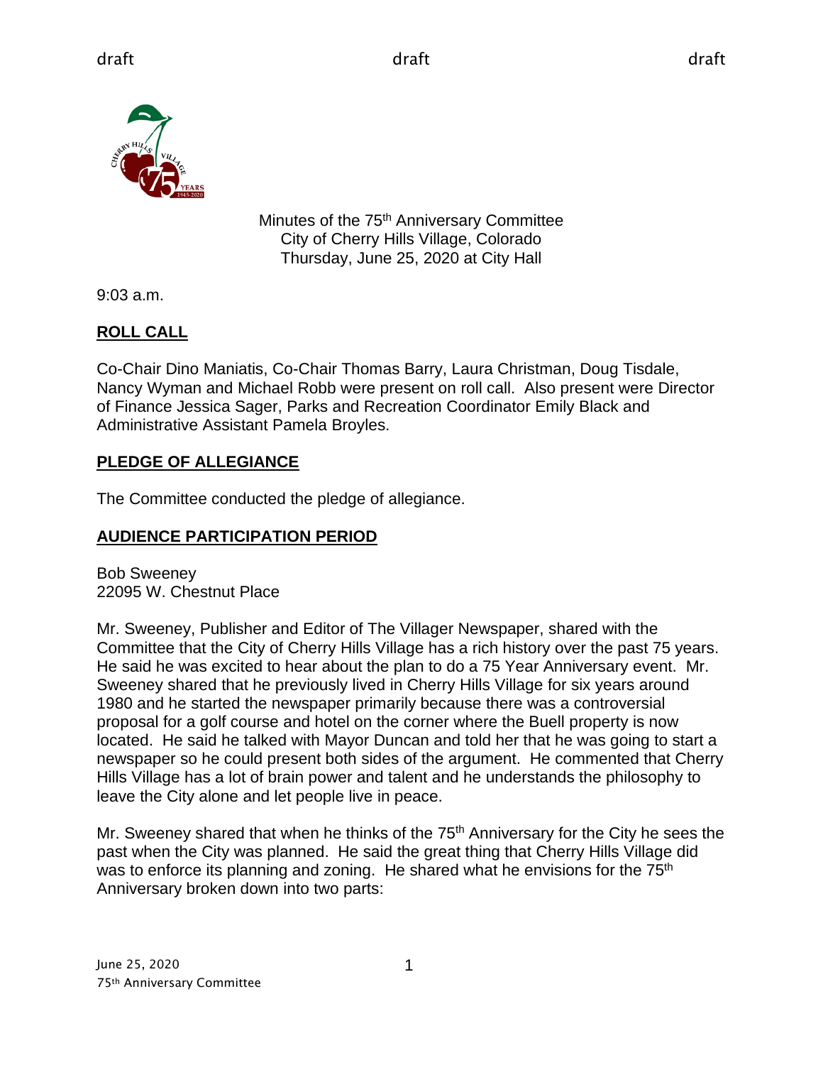draft draft draft

Minutes of the 75th Anniversary Committee
City of Cherry Hills Village, Colorado
Thursday, June 25, 2020 at City Hall

9:03 a.m.

## ROLL CALL

Co-Chair Dino Maniatis, Co-Chair Thomas Barry, Laura Christman, Doug Tisdale, Nancy Wyman and Michael Robb were present on roll call. Also present were Director of Finance Jessica Sager, Parks and Recreation Coordinator Emily Black and Administrative Assistant Pamela Broyles.

## PLEDGE OF ALLEGIANCE

The Committee conducted the pledge of allegiance.

## AUDIENCE PARTICIPATION PERIOD

Bob Sweeney
22095 W. Chestnut Place

Mr. Sweeney, Publisher and Editor of The Villager Newspaper, shared with the Committee that the City of Cherry Hills Village has a rich history over the past 75 years. He said he was excited to hear about the plan to do a 75 Year Anniversary event. Mr. Sweeney shared that he previously lived in Cherry Hills Village for six years around 1980 and he started the newspaper primarily because there was a controversial proposal for a golf course and hotel on the corner where the Buell property is now located. He said he talked with Mayor Duncan and told her that he was going to start a newspaper so he could present both sides of the argument. He commented that Cherry Hills Village has a lot of brain power and talent and he understands the philosophy to leave the City alone and let people live in peace.

Mr. Sweeney shared that when he thinks of the 75th Anniversary for the City he sees the past when the City was planned. He said the great thing that Cherry Hills Village did was to enforce its planning and zoning. He shared what he envisions for the 75th Anniversary broken down into two parts: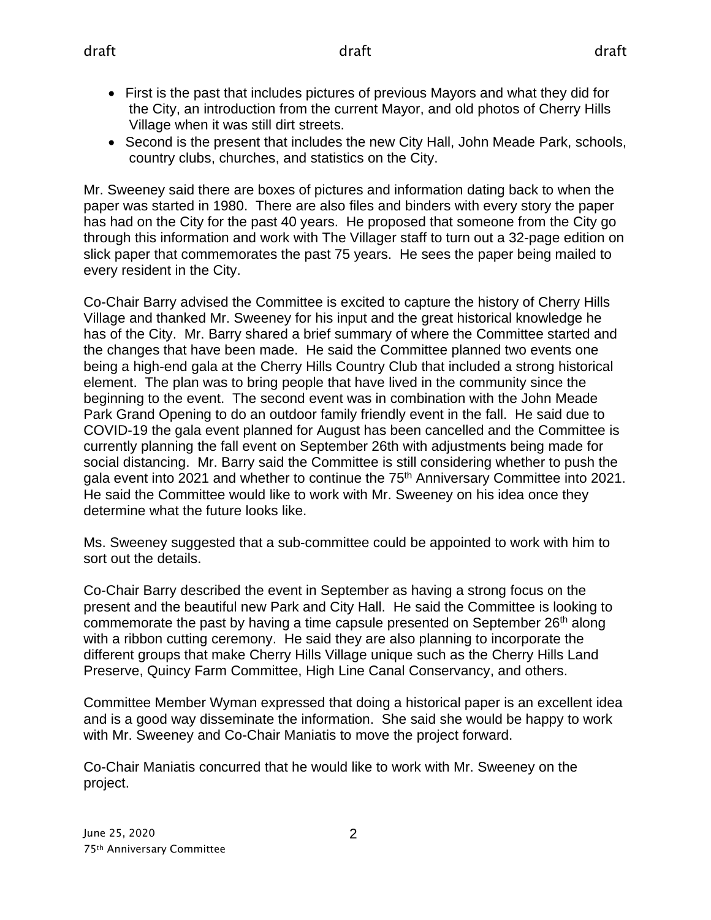- First is the past that includes pictures of previous Mayors and what they did for the City, an introduction from the current Mayor, and old photos of Cherry Hills Village when it was still dirt streets.
- Second is the present that includes the new City Hall, John Meade Park, schools, country clubs, churches, and statistics on the City.

Mr. Sweeney said there are boxes of pictures and information dating back to when the paper was started in 1980. There are also files and binders with every story the paper has had on the City for the past 40 years. He proposed that someone from the City go through this information and work with The Villager staff to turn out a 32-page edition on slick paper that commemorates the past 75 years. He sees the paper being mailed to every resident in the City.

Co-Chair Barry advised the Committee is excited to capture the history of Cherry Hills Village and thanked Mr. Sweeney for his input and the great historical knowledge he has of the City. Mr. Barry shared a brief summary of where the Committee started and the changes that have been made. He said the Committee planned two events one being a high-end gala at the Cherry Hills Country Club that included a strong historical element. The plan was to bring people that have lived in the community since the beginning to the event. The second event was in combination with the John Meade Park Grand Opening to do an outdoor family friendly event in the fall. He said due to COVID-19 the gala event planned for August has been cancelled and the Committee is currently planning the fall event on September 26th with adjustments being made for social distancing. Mr. Barry said the Committee is still considering whether to push the gala event into 2021 and whether to continue the 75th Anniversary Committee into 2021. He said the Committee would like to work with Mr. Sweeney on his idea once they determine what the future looks like.

Ms. Sweeney suggested that a sub-committee could be appointed to work with him to sort out the details.

Co-Chair Barry described the event in September as having a strong focus on the present and the beautiful new Park and City Hall. He said the Committee is looking to commemorate the past by having a time capsule presented on September 26th along with a ribbon cutting ceremony. He said they are also planning to incorporate the different groups that make Cherry Hills Village unique such as the Cherry Hills Land Preserve, Quincy Farm Committee, High Line Canal Conservancy, and others.

Committee Member Wyman expressed that doing a historical paper is an excellent idea and is a good way disseminate the information. She said she would be happy to work with Mr. Sweeney and Co-Chair Maniatis to move the project forward.

Co-Chair Maniatis concurred that he would like to work with Mr. Sweeney on the project.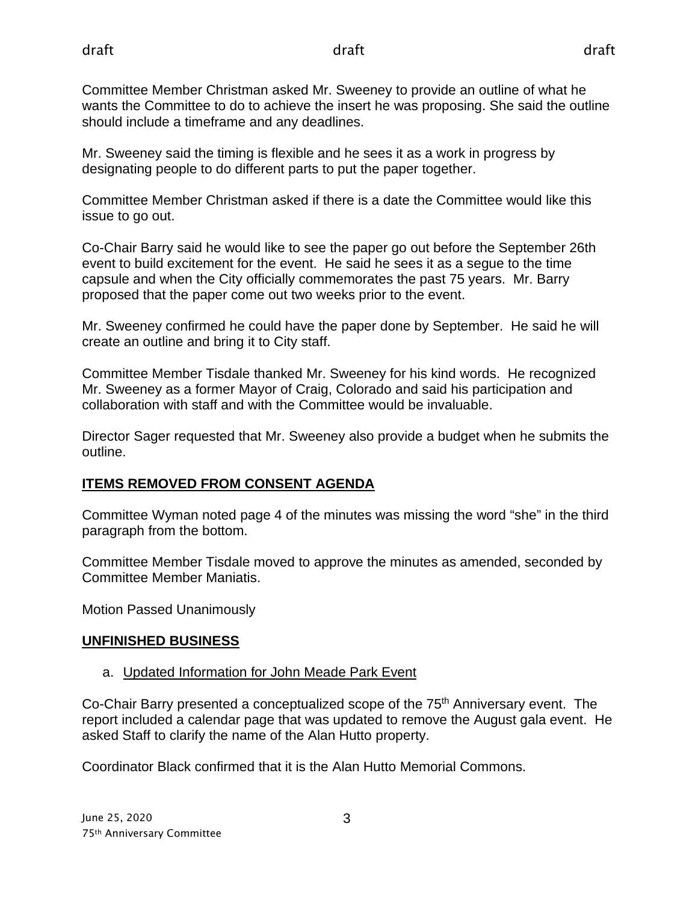Committee Member Christman asked Mr. Sweeney to provide an outline of what he wants the Committee to do to achieve the insert he was proposing. She said the outline should include a timeframe and any deadlines.

Mr. Sweeney said the timing is flexible and he sees it as a work in progress by designating people to do different parts to put the paper together.

Committee Member Christman asked if there is a date the Committee would like this issue to go out.

Co-Chair Barry said he would like to see the paper go out before the September 26th event to build excitement for the event. He said he sees it as a segue to the time capsule and when the City officially commemorates the past 75 years. Mr. Barry proposed that the paper come out two weeks prior to the event.

Mr. Sweeney confirmed he could have the paper done by September. He said he will create an outline and bring it to City staff.

Committee Member Tisdale thanked Mr. Sweeney for his kind words. He recognized Mr. Sweeney as a former Mayor of Craig, Colorado and said his participation and collaboration with staff and with the Committee would be invaluable.

Director Sager requested that Mr. Sweeney also provide a budget when he submits the outline.

## **ITEMS REMOVED FROM CONSENT AGENDA**

Committee Wyman noted page 4 of the minutes was missing the word "she" in the third paragraph from the bottom.

Committee Member Tisdale moved to approve the minutes as amended, seconded by Committee Member Maniatis.

Motion Passed Unanimously

## **UNFINISHED BUSINESS**

a. Updated Information for John Meade Park Event

Co-Chair Barry presented a conceptualized scope of the 75th Anniversary event. The report included a calendar page that was updated to remove the August gala event. He asked Staff to clarify the name of the Alan Hutto property.

Coordinator Black confirmed that it is the Alan Hutto Memorial Commons.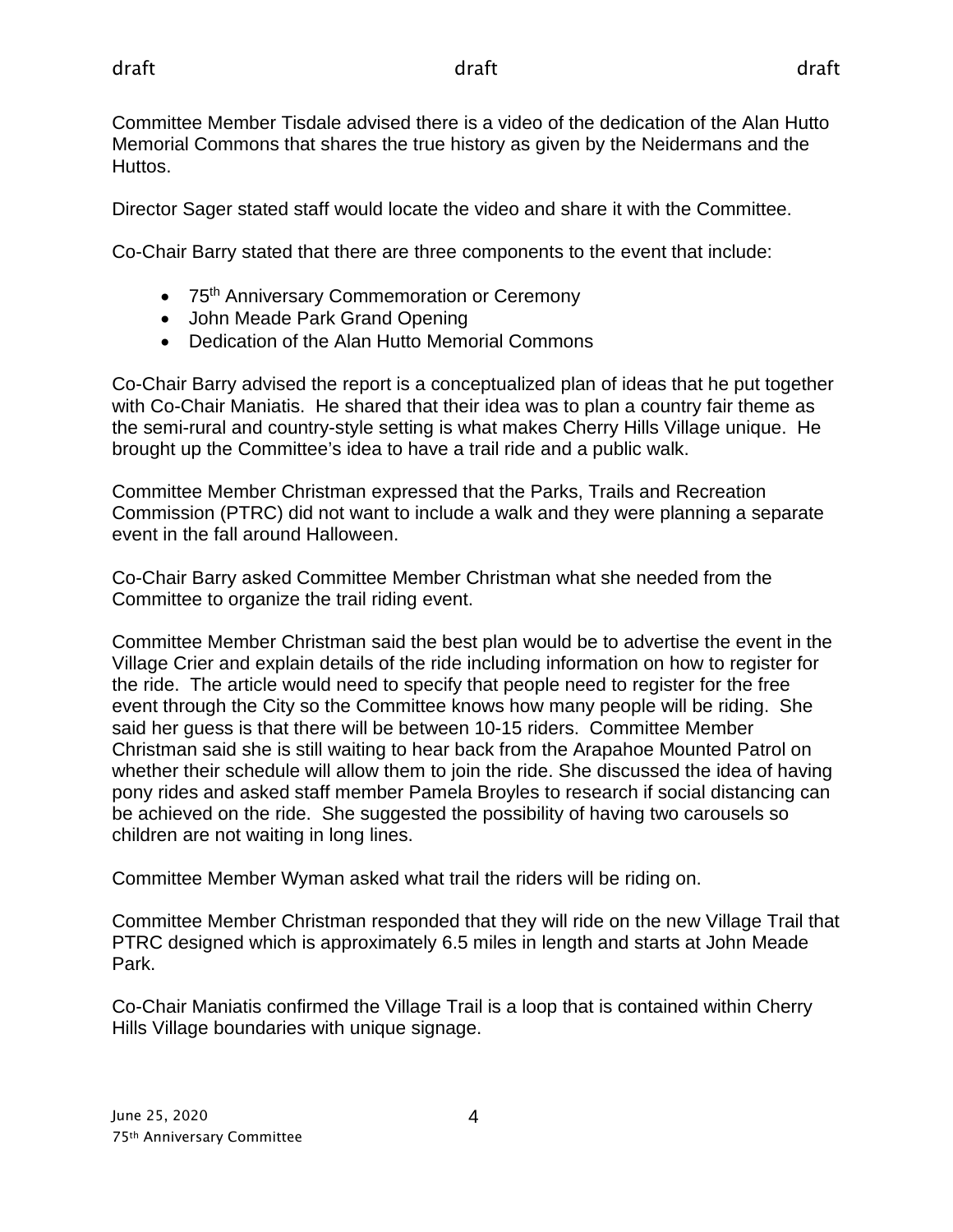Committee Member Tisdale advised there is a video of the dedication of the Alan Hutto Memorial Commons that shares the true history as given by the Neidermans and the Huttos.

Director Sager stated staff would locate the video and share it with the Committee.

Co-Chair Barry stated that there are three components to the event that include:

- 75th Anniversary Commemoration or Ceremony
- John Meade Park Grand Opening
- Dedication of the Alan Hutto Memorial Commons

Co-Chair Barry advised the report is a conceptualized plan of ideas that he put together with Co-Chair Maniatis. He shared that their idea was to plan a country fair theme as the semi-rural and country-style setting is what makes Cherry Hills Village unique. He brought up the Committee's idea to have a trail ride and a public walk.

Committee Member Christman expressed that the Parks, Trails and Recreation Commission (PTRC) did not want to include a walk and they were planning a separate event in the fall around Halloween.

Co-Chair Barry asked Committee Member Christman what she needed from the Committee to organize the trail riding event.

Committee Member Christman said the best plan would be to advertise the event in the Village Crier and explain details of the ride including information on how to register for the ride. The article would need to specify that people need to register for the free event through the City so the Committee knows how many people will be riding. She said her guess is that there will be between 10-15 riders. Committee Member Christman said she is still waiting to hear back from the Arapahoe Mounted Patrol on whether their schedule will allow them to join the ride. She discussed the idea of having pony rides and asked staff member Pamela Broyles to research if social distancing can be achieved on the ride. She suggested the possibility of having two carousels so children are not waiting in long lines.

Committee Member Wyman asked what trail the riders will be riding on.

Committee Member Christman responded that they will ride on the new Village Trail that PTRC designed which is approximately 6.5 miles in length and starts at John Meade Park.

Co-Chair Maniatis confirmed the Village Trail is a loop that is contained within Cherry Hills Village boundaries with unique signage.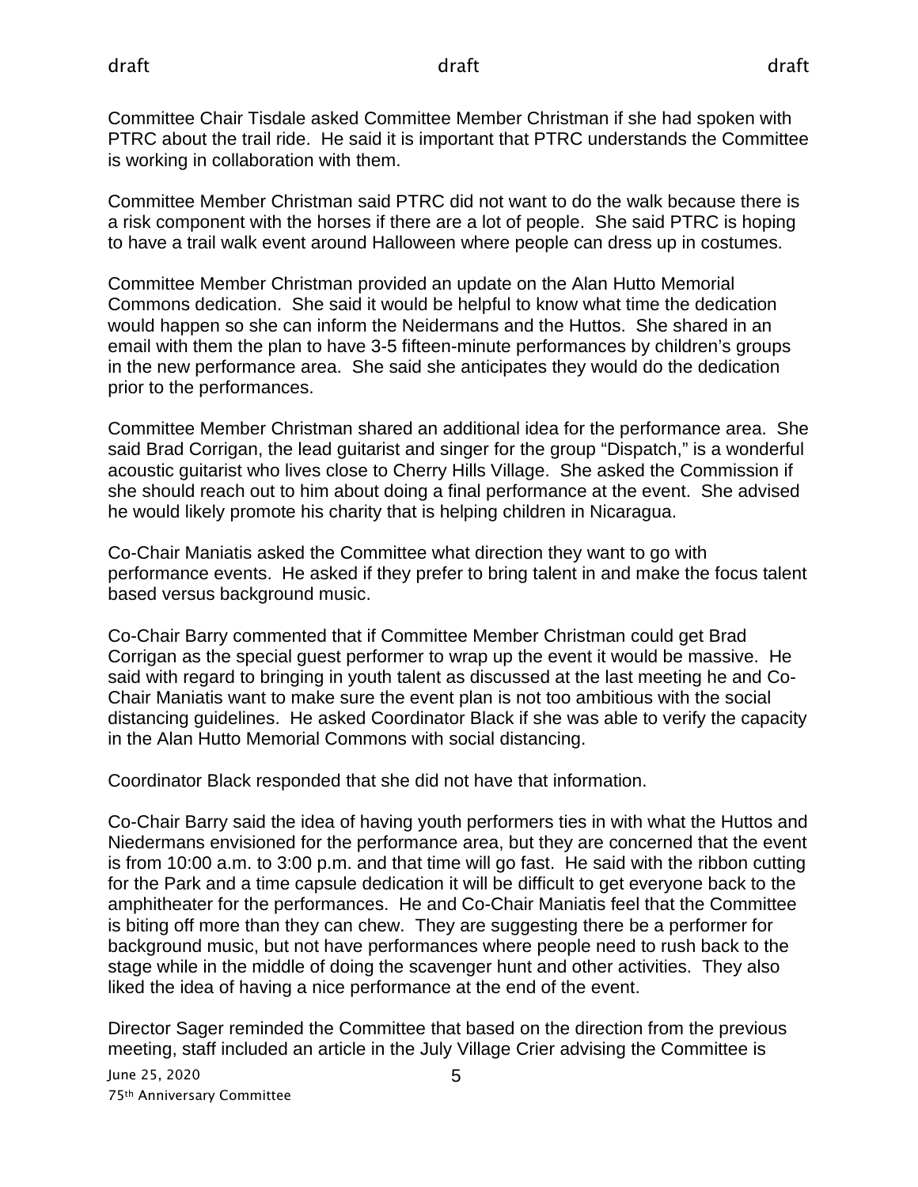Committee Chair Tisdale asked Committee Member Christman if she had spoken with PTRC about the trail ride. He said it is important that PTRC understands the Committee is working in collaboration with them.

Committee Member Christman said PTRC did not want to do the walk because there is a risk component with the horses if there are a lot of people. She said PTRC is hoping to have a trail walk event around Halloween where people can dress up in costumes.

Committee Member Christman provided an update on the Alan Hutto Memorial Commons dedication. She said it would be helpful to know what time the dedication would happen so she can inform the Neidermans and the Huttos. She shared in an email with them the plan to have 3-5 fifteen-minute performances by children's groups in the new performance area. She said she anticipates they would do the dedication prior to the performances.

Committee Member Christman shared an additional idea for the performance area. She said Brad Corrigan, the lead guitarist and singer for the group "Dispatch," is a wonderful acoustic guitarist who lives close to Cherry Hills Village. She asked the Commission if she should reach out to him about doing a final performance at the event. She advised he would likely promote his charity that is helping children in Nicaragua.

Co-Chair Maniatis asked the Committee what direction they want to go with performance events. He asked if they prefer to bring talent in and make the focus talent based versus background music.

Co-Chair Barry commented that if Committee Member Christman could get Brad Corrigan as the special guest performer to wrap up the event it would be massive. He said with regard to bringing in youth talent as discussed at the last meeting he and Co-Chair Maniatis want to make sure the event plan is not too ambitious with the social distancing guidelines. He asked Coordinator Black if she was able to verify the capacity in the Alan Hutto Memorial Commons with social distancing.

Coordinator Black responded that she did not have that information.

Co-Chair Barry said the idea of having youth performers ties in with what the Huttos and Niedermans envisioned for the performance area, but they are concerned that the event is from 10:00 a.m. to 3:00 p.m. and that time will go fast. He said with the ribbon cutting for the Park and a time capsule dedication it will be difficult to get everyone back to the amphitheater for the performances. He and Co-Chair Maniatis feel that the Committee is biting off more than they can chew. They are suggesting there be a performer for background music, but not have performances where people need to rush back to the stage while in the middle of doing the scavenger hunt and other activities. They also liked the idea of having a nice performance at the end of the event.

Director Sager reminded the Committee that based on the direction from the previous meeting, staff included an article in the July Village Crier advising the Committee is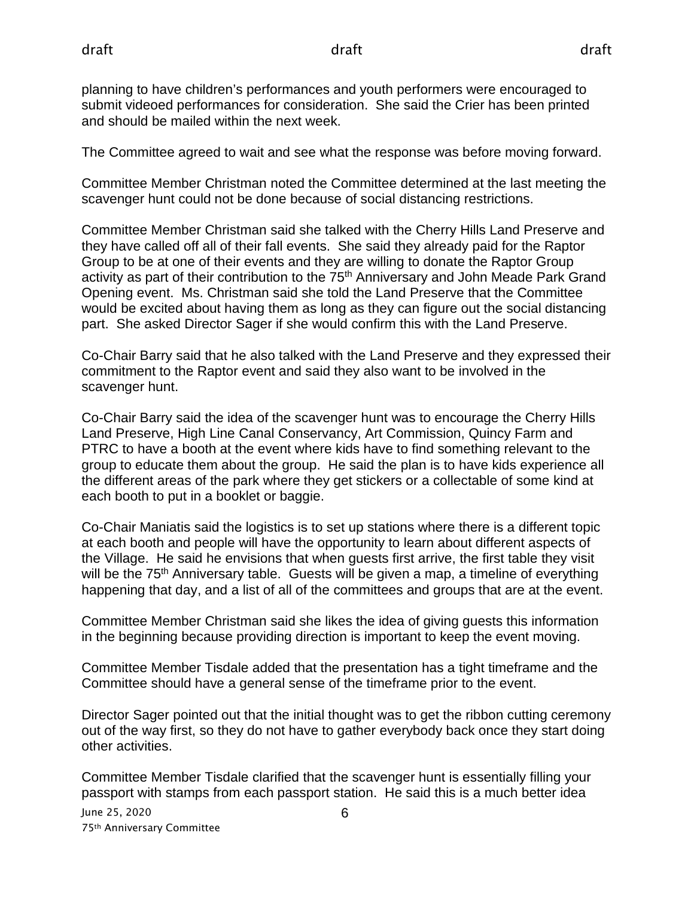planning to have children's performances and youth performers were encouraged to submit videoed performances for consideration. She said the Crier has been printed and should be mailed within the next week.

The Committee agreed to wait and see what the response was before moving forward.

Committee Member Christman noted the Committee determined at the last meeting the scavenger hunt could not be done because of social distancing restrictions.

Committee Member Christman said she talked with the Cherry Hills Land Preserve and they have called off all of their fall events. She said they already paid for the Raptor Group to be at one of their events and they are willing to donate the Raptor Group activity as part of their contribution to the 75th Anniversary and John Meade Park Grand Opening event. Ms. Christman said she told the Land Preserve that the Committee would be excited about having them as long as they can figure out the social distancing part. She asked Director Sager if she would confirm this with the Land Preserve.

Co-Chair Barry said that he also talked with the Land Preserve and they expressed their commitment to the Raptor event and said they also want to be involved in the scavenger hunt.

Co-Chair Barry said the idea of the scavenger hunt was to encourage the Cherry Hills Land Preserve, High Line Canal Conservancy, Art Commission, Quincy Farm and PTRC to have a booth at the event where kids have to find something relevant to the group to educate them about the group. He said the plan is to have kids experience all the different areas of the park where they get stickers or a collectable of some kind at each booth to put in a booklet or baggie.

Co-Chair Maniatis said the logistics is to set up stations where there is a different topic at each booth and people will have the opportunity to learn about different aspects of the Village. He said he envisions that when guests first arrive, the first table they visit will be the 75th Anniversary table. Guests will be given a map, a timeline of everything happening that day, and a list of all of the committees and groups that are at the event.

Committee Member Christman said she likes the idea of giving guests this information in the beginning because providing direction is important to keep the event moving.

Committee Member Tisdale added that the presentation has a tight timeframe and the Committee should have a general sense of the timeframe prior to the event.

Director Sager pointed out that the initial thought was to get the ribbon cutting ceremony out of the way first, so they do not have to gather everybody back once they start doing other activities.

Committee Member Tisdale clarified that the scavenger hunt is essentially filling your passport with stamps from each passport station. He said this is a much better idea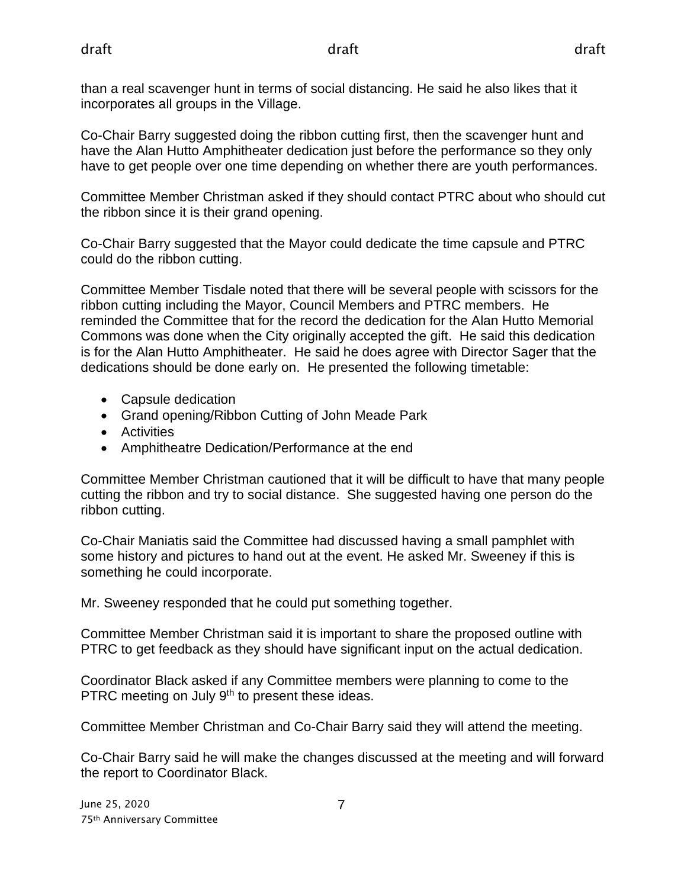than a real scavenger hunt in terms of social distancing. He said he also likes that it incorporates all groups in the Village.

Co-Chair Barry suggested doing the ribbon cutting first, then the scavenger hunt and have the Alan Hutto Amphitheater dedication just before the performance so they only have to get people over one time depending on whether there are youth performances.

Committee Member Christman asked if they should contact PTRC about who should cut the ribbon since it is their grand opening.

Co-Chair Barry suggested that the Mayor could dedicate the time capsule and PTRC could do the ribbon cutting.

Committee Member Tisdale noted that there will be several people with scissors for the ribbon cutting including the Mayor, Council Members and PTRC members. He reminded the Committee that for the record the dedication for the Alan Hutto Memorial Commons was done when the City originally accepted the gift. He said this dedication is for the Alan Hutto Amphitheater. He said he does agree with Director Sager that the dedications should be done early on. He presented the following timetable:

- Capsule dedication
- Grand opening/Ribbon Cutting of John Meade Park
- Activities
- Amphitheatre Dedication/Performance at the end

Committee Member Christman cautioned that it will be difficult to have that many people cutting the ribbon and try to social distance. She suggested having one person do the ribbon cutting.

Co-Chair Maniatis said the Committee had discussed having a small pamphlet with some history and pictures to hand out at the event. He asked Mr. Sweeney if this is something he could incorporate.

Mr. Sweeney responded that he could put something together.

Committee Member Christman said it is important to share the proposed outline with PTRC to get feedback as they should have significant input on the actual dedication.

Coordinator Black asked if any Committee members were planning to come to the PTRC meeting on July 9th to present these ideas.

Committee Member Christman and Co-Chair Barry said they will attend the meeting.

Co-Chair Barry said he will make the changes discussed at the meeting and will forward the report to Coordinator Black.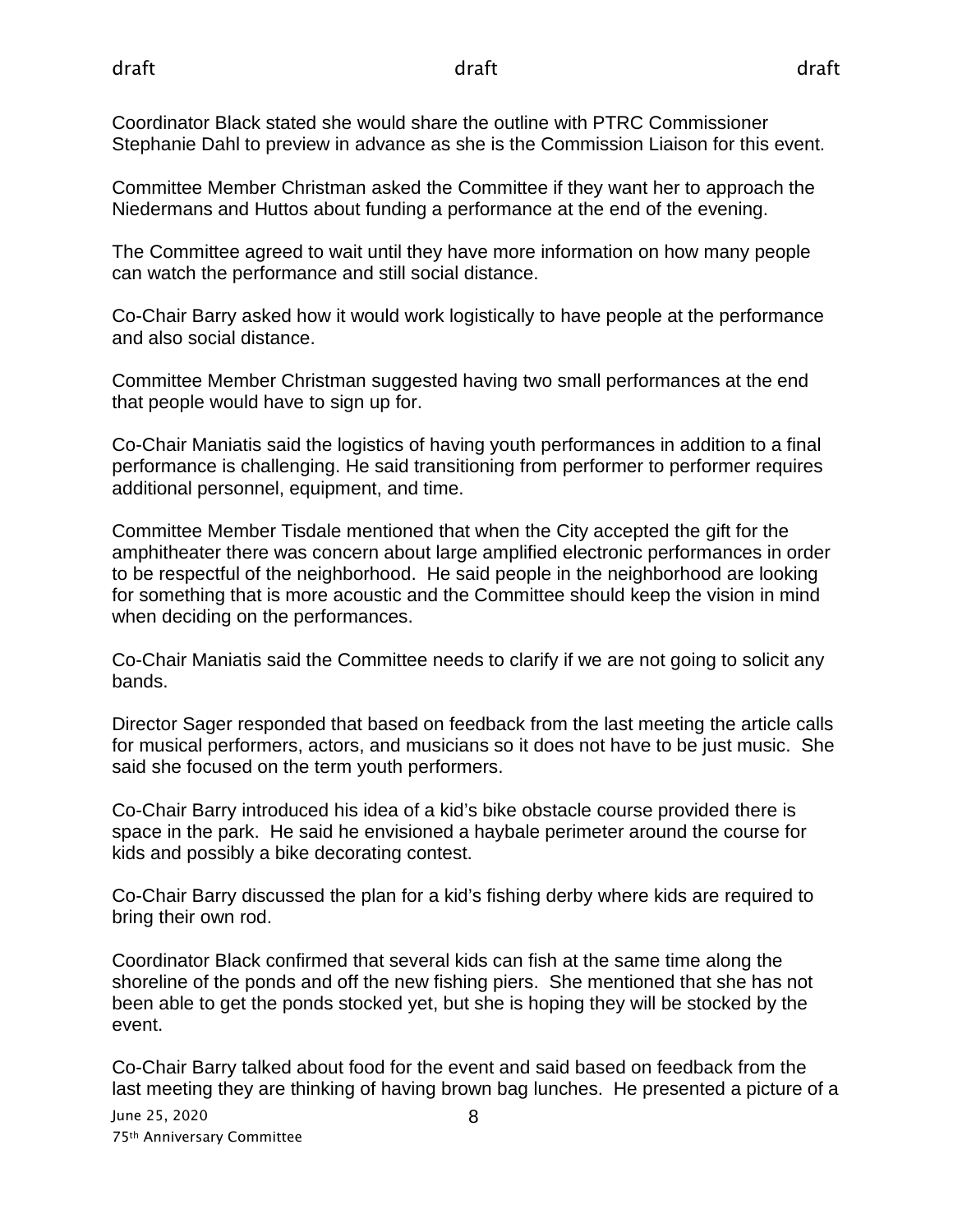Coordinator Black stated she would share the outline with PTRC Commissioner Stephanie Dahl to preview in advance as she is the Commission Liaison for this event.

Committee Member Christman asked the Committee if they want her to approach the Niedermans and Huttos about funding a performance at the end of the evening.

The Committee agreed to wait until they have more information on how many people can watch the performance and still social distance.

Co-Chair Barry asked how it would work logistically to have people at the performance and also social distance.

Committee Member Christman suggested having two small performances at the end that people would have to sign up for.

Co-Chair Maniatis said the logistics of having youth performances in addition to a final performance is challenging. He said transitioning from performer to performer requires additional personnel, equipment, and time.

Committee Member Tisdale mentioned that when the City accepted the gift for the amphitheater there was concern about large amplified electronic performances in order to be respectful of the neighborhood. He said people in the neighborhood are looking for something that is more acoustic and the Committee should keep the vision in mind when deciding on the performances.

Co-Chair Maniatis said the Committee needs to clarify if we are not going to solicit any bands.

Director Sager responded that based on feedback from the last meeting the article calls for musical performers, actors, and musicians so it does not have to be just music. She said she focused on the term youth performers.

Co-Chair Barry introduced his idea of a kid's bike obstacle course provided there is space in the park. He said he envisioned a haybale perimeter around the course for kids and possibly a bike decorating contest.

Co-Chair Barry discussed the plan for a kid's fishing derby where kids are required to bring their own rod.

Coordinator Black confirmed that several kids can fish at the same time along the shoreline of the ponds and off the new fishing piers. She mentioned that she has not been able to get the ponds stocked yet, but she is hoping they will be stocked by the event.

Co-Chair Barry talked about food for the event and said based on feedback from the last meeting they are thinking of having brown bag lunches. He presented a picture of a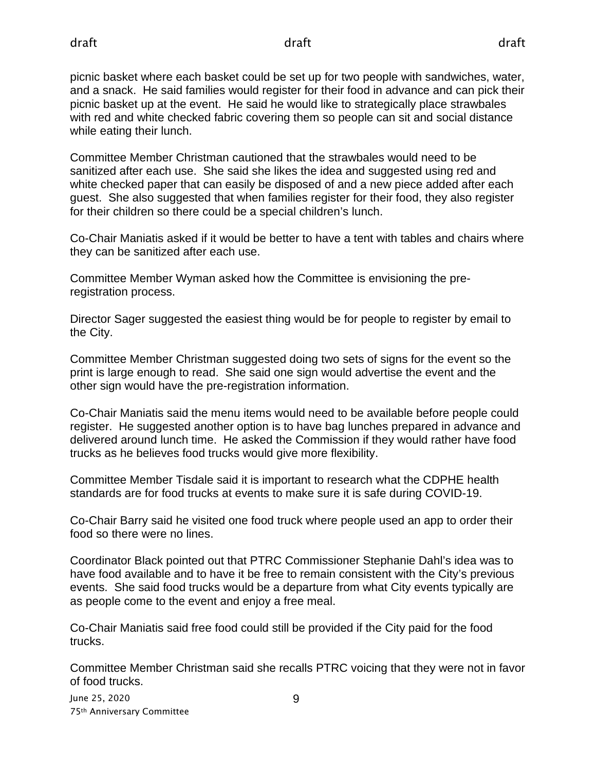picnic basket where each basket could be set up for two people with sandwiches, water, and a snack. He said families would register for their food in advance and can pick their picnic basket up at the event. He said he would like to strategically place strawbales with red and white checked fabric covering them so people can sit and social distance while eating their lunch.

Committee Member Christman cautioned that the strawbales would need to be sanitized after each use. She said she likes the idea and suggested using red and white checked paper that can easily be disposed of and a new piece added after each guest. She also suggested that when families register for their food, they also register for their children so there could be a special children's lunch.

Co-Chair Maniatis asked if it would be better to have a tent with tables and chairs where they can be sanitized after each use.

Committee Member Wyman asked how the Committee is envisioning the pre-registration process.

Director Sager suggested the easiest thing would be for people to register by email to the City.

Committee Member Christman suggested doing two sets of signs for the event so the print is large enough to read. She said one sign would advertise the event and the other sign would have the pre-registration information.

Co-Chair Maniatis said the menu items would need to be available before people could register. He suggested another option is to have bag lunches prepared in advance and delivered around lunch time. He asked the Commission if they would rather have food trucks as he believes food trucks would give more flexibility.

Committee Member Tisdale said it is important to research what the CDPHE health standards are for food trucks at events to make sure it is safe during COVID-19.

Co-Chair Barry said he visited one food truck where people used an app to order their food so there were no lines.

Coordinator Black pointed out that PTRC Commissioner Stephanie Dahl's idea was to have food available and to have it be free to remain consistent with the City's previous events. She said food trucks would be a departure from what City events typically are as people come to the event and enjoy a free meal.

Co-Chair Maniatis said free food could still be provided if the City paid for the food trucks.

Committee Member Christman said she recalls PTRC voicing that they were not in favor of food trucks.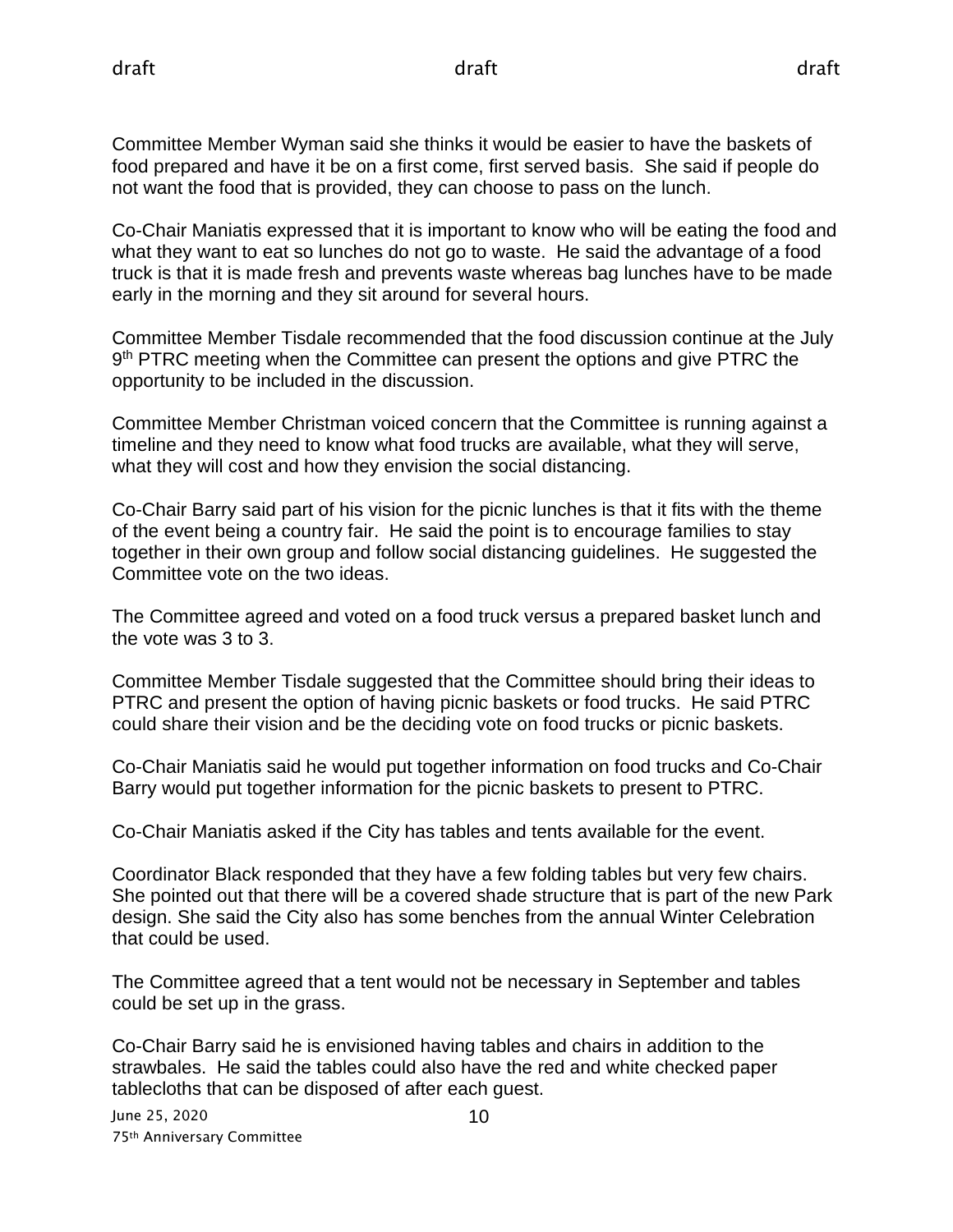Committee Member Wyman said she thinks it would be easier to have the baskets of food prepared and have it be on a first come, first served basis. She said if people do not want the food that is provided, they can choose to pass on the lunch.

Co-Chair Maniatis expressed that it is important to know who will be eating the food and what they want to eat so lunches do not go to waste. He said the advantage of a food truck is that it is made fresh and prevents waste whereas bag lunches have to be made early in the morning and they sit around for several hours.

Committee Member Tisdale recommended that the food discussion continue at the July 9th PTRC meeting when the Committee can present the options and give PTRC the opportunity to be included in the discussion.

Committee Member Christman voiced concern that the Committee is running against a timeline and they need to know what food trucks are available, what they will serve, what they will cost and how they envision the social distancing.

Co-Chair Barry said part of his vision for the picnic lunches is that it fits with the theme of the event being a country fair. He said the point is to encourage families to stay together in their own group and follow social distancing guidelines. He suggested the Committee vote on the two ideas.

The Committee agreed and voted on a food truck versus a prepared basket lunch and the vote was 3 to 3.

Committee Member Tisdale suggested that the Committee should bring their ideas to PTRC and present the option of having picnic baskets or food trucks. He said PTRC could share their vision and be the deciding vote on food trucks or picnic baskets.

Co-Chair Maniatis said he would put together information on food trucks and Co-Chair Barry would put together information for the picnic baskets to present to PTRC.

Co-Chair Maniatis asked if the City has tables and tents available for the event.

Coordinator Black responded that they have a few folding tables but very few chairs. She pointed out that there will be a covered shade structure that is part of the new Park design. She said the City also has some benches from the annual Winter Celebration that could be used.

The Committee agreed that a tent would not be necessary in September and tables could be set up in the grass.

Co-Chair Barry said he is envisioned having tables and chairs in addition to the strawbales. He said the tables could also have the red and white checked paper tablecloths that can be disposed of after each guest.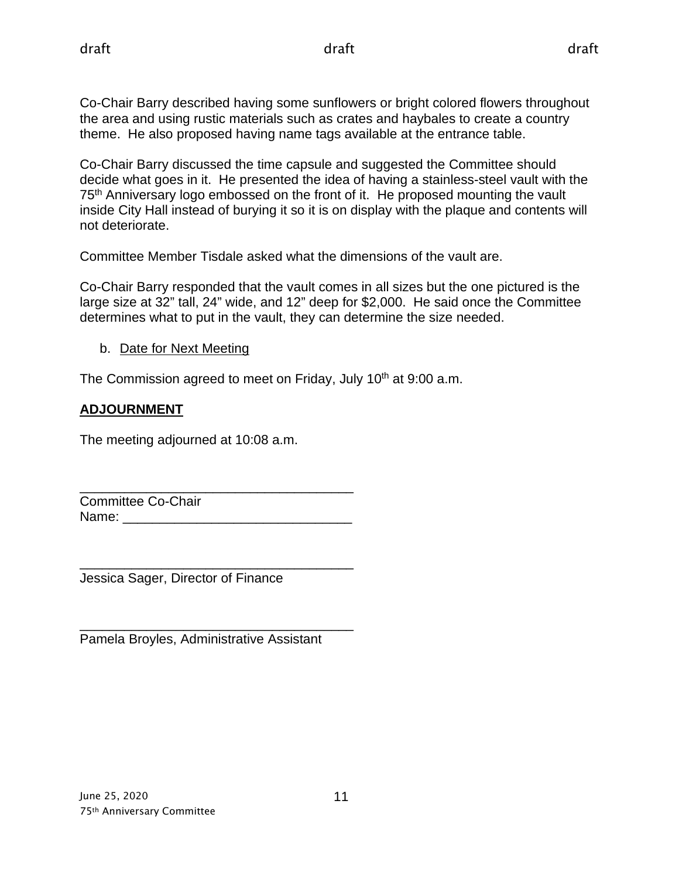Co-Chair Barry described having some sunflowers or bright colored flowers throughout the area and using rustic materials such as crates and haybales to create a country theme. He also proposed having name tags available at the entrance table.

Co-Chair Barry discussed the time capsule and suggested the Committee should decide what goes in it. He presented the idea of having a stainless-steel vault with the 75th Anniversary logo embossed on the front of it. He proposed mounting the vault inside City Hall instead of burying it so it is on display with the plaque and contents will not deteriorate.

Committee Member Tisdale asked what the dimensions of the vault are.

Co-Chair Barry responded that the vault comes in all sizes but the one pictured is the large size at 32" tall, 24" wide, and 12" deep for $2,000. He said once the Committee determines what to put in the vault, they can determine the size needed.

b. Date for Next Meeting

The Commission agreed to meet on Friday, July 10th at 9:00 a.m.

**ADJOURNMENT**

The meeting adjourned at 10:08 a.m.

_____________________________________
Committee Co-Chair
Name: _______________________________

_____________________________________
Jessica Sager, Director of Finance

_____________________________________
Pamela Broyles, Administrative Assistant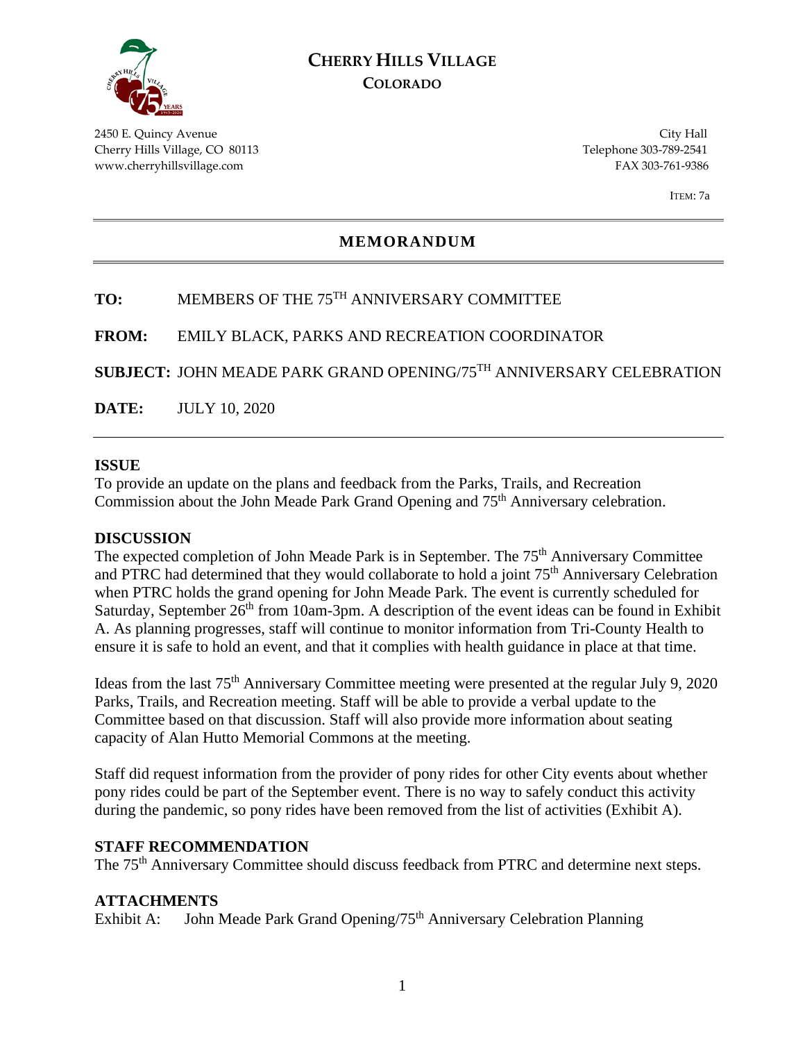# CHERRY HILLS VILLAGE
## COLORADO

2450 E. Quincy Avenue
Cherry Hills Village, CO 80113
www.cherryhillsvillage.com

City Hall
Telephone 303-789-2541
FAX 303-761-9386

ITEM: 7a

## MEMORANDUM

**TO:** MEMBERS OF THE 75TH ANNIVERSARY COMMITTEE

**FROM:** EMILY BLACK, PARKS AND RECREATION COORDINATOR

**SUBJECT:** JOHN MEADE PARK GRAND OPENING/75TH ANNIVERSARY CELEBRATION

**DATE:** JULY 10, 2020

### ISSUE

To provide an update on the plans and feedback from the Parks, Trails, and Recreation Commission about the John Meade Park Grand Opening and 75th Anniversary celebration.

### DISCUSSION

The expected completion of John Meade Park is in September. The 75th Anniversary Committee and PTRC had determined that they would collaborate to hold a joint 75th Anniversary Celebration when PTRC holds the grand opening for John Meade Park. The event is currently scheduled for Saturday, September 26th from 10am-3pm. A description of the event ideas can be found in Exhibit A. As planning progresses, staff will continue to monitor information from Tri-County Health to ensure it is safe to hold an event, and that it complies with health guidance in place at that time.

Ideas from the last 75th Anniversary Committee meeting were presented at the regular July 9, 2020 Parks, Trails, and Recreation meeting. Staff will be able to provide a verbal update to the Committee based on that discussion. Staff will also provide more information about seating capacity of Alan Hutto Memorial Commons at the meeting.

Staff did request information from the provider of pony rides for other City events about whether pony rides could be part of the September event. There is no way to safely conduct this activity during the pandemic, so pony rides have been removed from the list of activities (Exhibit A).

### STAFF RECOMMENDATION

The 75th Anniversary Committee should discuss feedback from PTRC and determine next steps.

### ATTACHMENTS

Exhibit A: John Meade Park Grand Opening/75th Anniversary Celebration Planning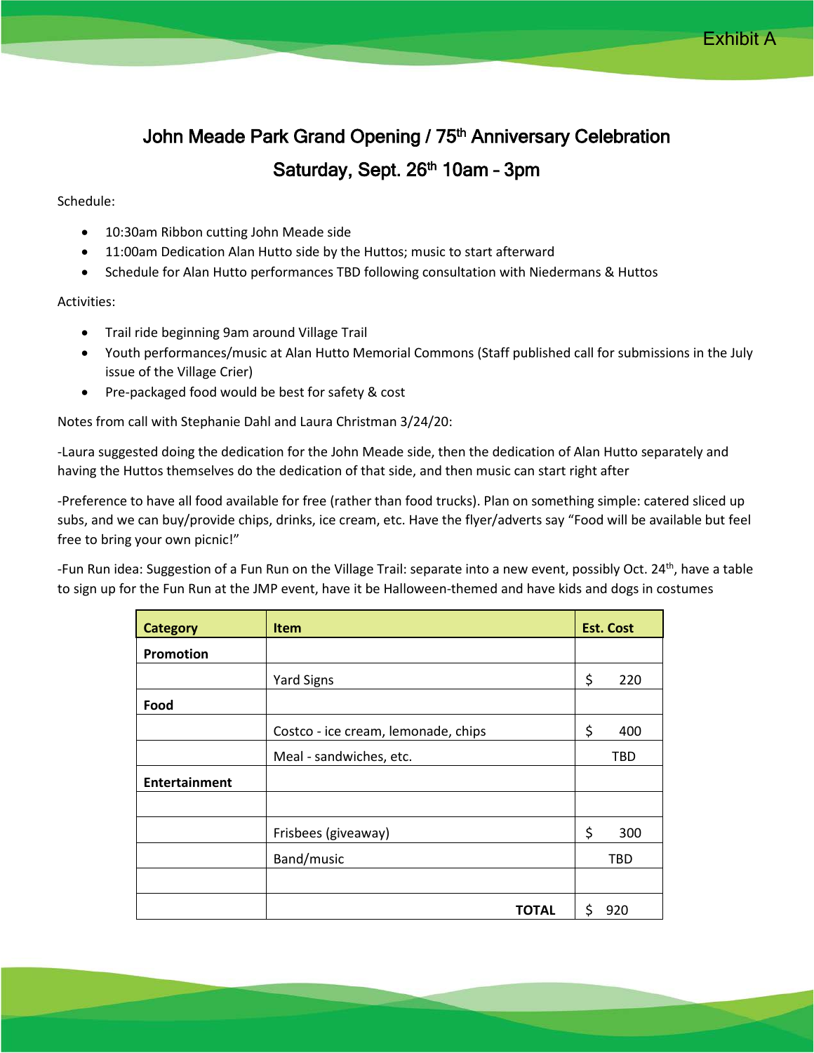Exhibit A

# John Meade Park Grand Opening / 75th Anniversary Celebration

## Saturday, Sept. 26th 10am – 3pm

Schedule:

- 10:30am Ribbon cutting John Meade side
- 11:00am Dedication Alan Hutto side by the Huttos; music to start afterward
- Schedule for Alan Hutto performances TBD following consultation with Niedermans & Huttos

Activities:

- Trail ride beginning 9am around Village Trail
- Youth performances/music at Alan Hutto Memorial Commons (Staff published call for submissions in the July issue of the Village Crier)
- Pre-packaged food would be best for safety & cost

Notes from call with Stephanie Dahl and Laura Christman 3/24/20:

-Laura suggested doing the dedication for the John Meade side, then the dedication of Alan Hutto separately and having the Huttos themselves do the dedication of that side, and then music can start right after

-Preference to have all food available for free (rather than food trucks). Plan on something simple: catered sliced up subs, and we can buy/provide chips, drinks, ice cream, etc. Have the flyer/adverts say "Food will be available but feel free to bring your own picnic!"

-Fun Run idea: Suggestion of a Fun Run on the Village Trail: separate into a new event, possibly Oct. 24th, have a table to sign up for the Fun Run at the JMP event, have it be Halloween-themed and have kids and dogs in costumes

| Category | Item | Est. Cost |
|---|---|---|
| **Promotion** | | |
| | Yard Signs | $ 220 |
| **Food** | | |
| | Costco - ice cream, lemonade, chips | $ 400 |
| | Meal - sandwiches, etc. | TBD |
| **Entertainment** | | |
| | | |
| | Frisbees (giveaway) | $ 300 |
| | Band/music | TBD |
| | | |
| | **TOTAL** | $ 920 |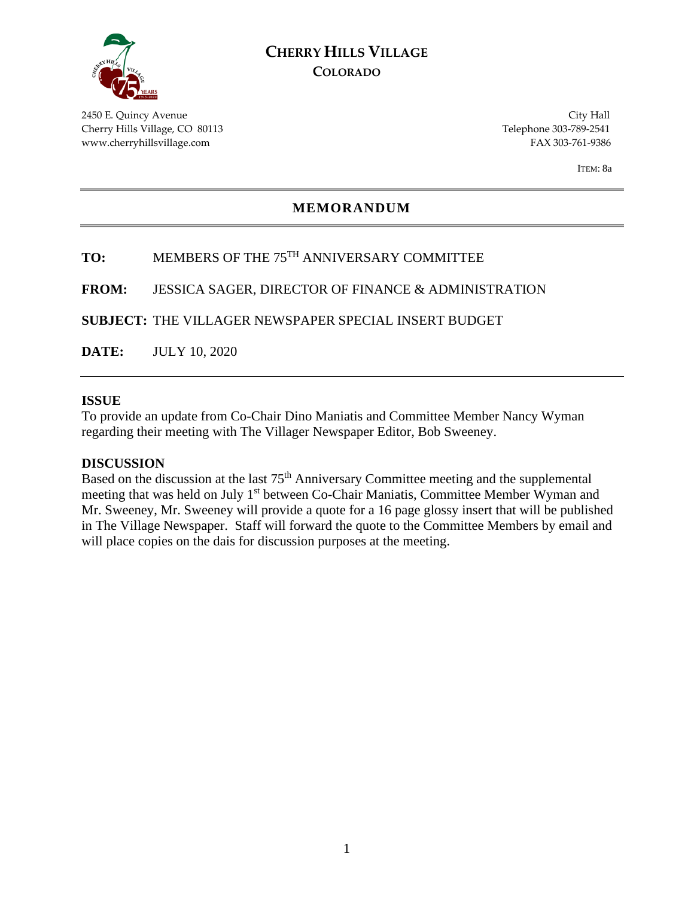# CHERRY HILLS VILLAGE
## COLORADO

2450 E. Quincy Avenue
Cherry Hills Village, CO 80113
www.cherryhillsvillage.com

City Hall
Telephone 303-789-2541
FAX 303-761-9386

ITEM: 8a

## MEMORANDUM

**TO:** MEMBERS OF THE 75TH ANNIVERSARY COMMITTEE

**FROM:** JESSICA SAGER, DIRECTOR OF FINANCE & ADMINISTRATION

**SUBJECT:** THE VILLAGER NEWSPAPER SPECIAL INSERT BUDGET

**DATE:** JULY 10, 2020

---

### ISSUE

To provide an update from Co-Chair Dino Maniatis and Committee Member Nancy Wyman regarding their meeting with The Villager Newspaper Editor, Bob Sweeney.

### DISCUSSION

Based on the discussion at the last 75th Anniversary Committee meeting and the supplemental meeting that was held on July 1st between Co-Chair Maniatis, Committee Member Wyman and Mr. Sweeney, Mr. Sweeney will provide a quote for a 16 page glossy insert that will be published in The Village Newspaper. Staff will forward the quote to the Committee Members by email and will place copies on the dais for discussion purposes at the meeting.